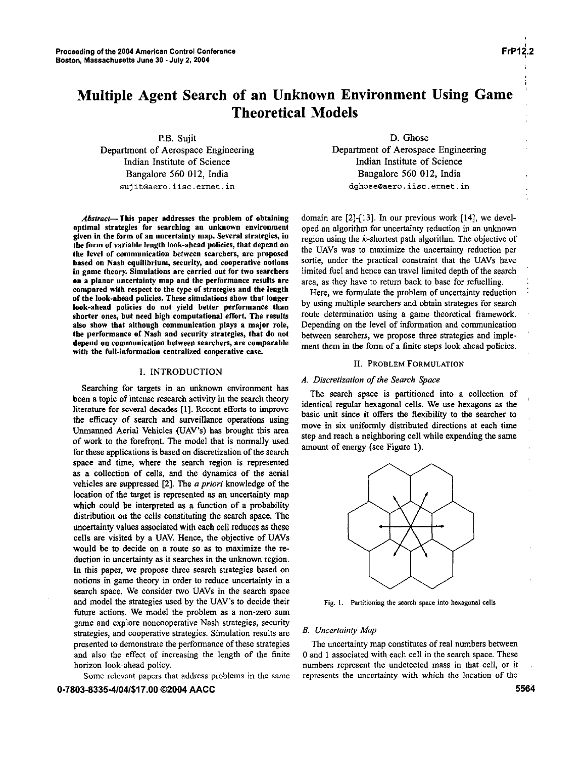# Multiple Agent Search of an Unknown Environment Using Game Theoretical Models

P.B. Sujit
Department of Aerospace Engineering
Indian Institute of Science
Bangalore 560 012, India
sujit@aero.iisc.ernet.in

D. Ghose
Department of Aerospace Engineering
Indian Institute of Science
Bangalore 560 012, India
dghose@aero.iisc.ernet.in

***Abstract*—This paper addresses the problem of obtaining optimal strategies for searching an unknown environment given in the form of an uncertainty map. Several strategies, in the form of variable length look-ahead policies, that depend on the level of communication between searchers, are proposed based on Nash equilibrium, security, and cooperative notions in game theory. Simulations are carried out for two searchers on a planar uncertainty map and the performance results are compared with respect to the type of strategies and the length of the look-ahead policies. These simulations show that longer look-ahead policies do not yield better performance than shorter ones, but need high computational effort. The results also show that although communication plays a major role, the performance of Nash and security strategies, that do not depend on communication between searchers, are comparable with the full-information centralized cooperative case.**

## I. INTRODUCTION

Searching for targets in an unknown environment has been a topic of intense research activity in the search theory literature for several decades [1]. Recent efforts to improve the efficacy of search and surveillance operations using Unmanned Aerial Vehicles (UAV's) has brought this area of work to the forefront. The model that is normally used for these applications is based on discretization of the search space and time, where the search region is represented as a collection of cells, and the dynamics of the aerial vehicles are suppressed [2]. The *a priori* knowledge of the location of the target is represented as an uncertainty map which could be interpreted as a function of a probability distribution on the cells constituting the search space. The uncertainty values associated with each cell reduces as these cells are visited by a UAV. Hence, the objective of UAVs would be to decide on a route so as to maximize the reduction in uncertainty as it searches in the unknown region. In this paper, we propose three search strategies based on notions in game theory in order to reduce uncertainty in a search space. We consider two UAVs in the search space and model the strategies used by the UAV's to decide their future actions. We model the problem as a non-zero sum game and explore noncooperative Nash strategies, security strategies, and cooperative strategies. Simulation results are presented to demonstrate the performance of these strategies and also the effect of increasing the length of the finite horizon look-ahead policy.

Some relevant papers that address problems in the same domain are [2]-[13]. In our previous work [14], we developed an algorithm for uncertainty reduction in an unknown region using the $k$-shortest path algorithm. The objective of the UAVs was to maximize the uncertainty reduction per sortie, under the practical constraint that the UAVs have limited fuel and hence can travel limited depth of the search area, as they have to return back to base for refuelling.

Here, we formulate the problem of uncertainty reduction by using multiple searchers and obtain strategies for search route determination using a game theoretical framework. Depending on the level of information and communication between searchers, we propose three strategies and implement them in the form of a finite steps look ahead policies.

## II. PROBLEM FORMULATION

### A. Discretization of the Search Space

The search space is partitioned into a collection of identical regular hexagonal cells. We use hexagons as the basic unit since it offers the flexibility to the searcher to move in six uniformly distributed directions at each time step and reach a neighboring cell while expending the same amount of energy (see Figure 1).

Fig. 1. Partitioning the search space into hexagonal cells

### B. Uncertainty Map

The uncertainty map constitutes of real numbers between 0 and 1 associated with each cell in the search space. These numbers represent the undetected mass in that cell, or it represents the uncertainty with which the location of the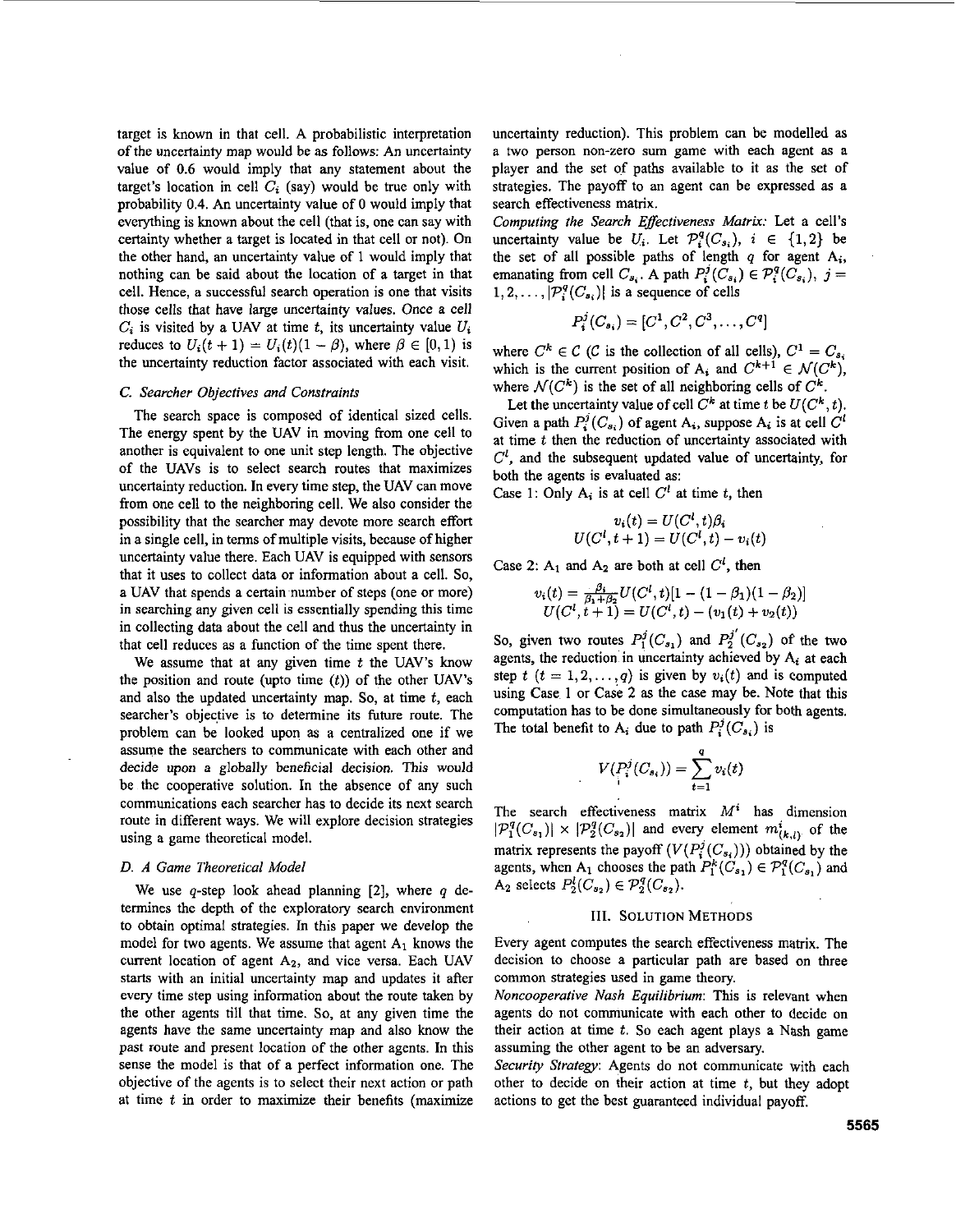target is known in that cell. A probabilistic interpretation of the uncertainty map would be as follows: An uncertainty value of 0.6 would imply that any statement about the target's location in cell $C_i$ (say) would be true only with probability 0.4. An uncertainty value of 0 would imply that everything is known about the cell (that is, one can say with certainty whether a target is located in that cell or not). On the other hand, an uncertainty value of 1 would imply that nothing can be said about the location of a target in that cell. Hence, a successful search operation is one that visits those cells that have large uncertainty values. Once a cell $C_i$ is visited by a UAV at time $t$, its uncertainty value $U_i$ reduces to $U_i(t+1) = U_i(t)(1-\beta)$, where $\beta \in [0,1)$ is the uncertainty reduction factor associated with each visit.

### C. Searcher Objectives and Constraints

The search space is composed of identical sized cells. The energy spent by the UAV in moving from one cell to another is equivalent to one unit step length. The objective of the UAVs is to select search routes that maximizes uncertainty reduction. In every time step, the UAV can move from one cell to the neighboring cell. We also consider the possibility that the searcher may devote more search effort in a single cell, in terms of multiple visits, because of higher uncertainty value there. Each UAV is equipped with sensors that it uses to collect data or information about a cell. So, a UAV that spends a certain number of steps (one or more) in searching any given cell is essentially spending this time in collecting data about the cell and thus the uncertainty in that cell reduces as a function of the time spent there.

We assume that at any given time $t$ the UAV's know the position and route (upto time $(t)$) of the other UAV's and also the updated uncertainty map. So, at time $t$, each searcher's objective is to determine its future route. The problem can be looked upon as a centralized one if we assume the searchers to communicate with each other and decide upon a globally beneficial decision. This would be the cooperative solution. In the absence of any such communications each searcher has to decide its next search route in different ways. We will explore decision strategies using a game theoretical model.

### D. A Game Theoretical Model

We use $q$-step look ahead planning [2], where $q$ determines the depth of the exploratory search environment to obtain optimal strategies. In this paper we develop the model for two agents. We assume that agent $A_1$ knows the current location of agent $A_2$, and vice versa. Each UAV starts with an initial uncertainty map and updates it after every time step using information about the route taken by the other agents till that time. So, at any given time the agents have the same uncertainty map and also know the past route and present location of the other agents. In this sense the model is that of a perfect information one. The objective of the agents is to select their next action or path at time $t$ in order to maximize their benefits (maximize uncertainty reduction). This problem can be modelled as a two person non-zero sum game with each agent as a player and the set of paths available to it as the set of strategies. The payoff to an agent can be expressed as a search effectiveness matrix.

*Computing the Search Effectiveness Matrix:* Let a cell's uncertainty value be $U_i$. Let $\mathcal{P}_i^q(C_{s_i})$, $i \in \{1,2\}$ be the set of all possible paths of length $q$ for agent $A_i$, emanating from cell $C_{s_i}$. A path $P_i^j(C_{s_i}) \in \mathcal{P}_i^q(C_{s_i})$, $j = 1,2,\ldots,|\mathcal{P}_i^q(C_{s_i})|$ is a sequence of cells

$$P_i^j(C_{s_i}) = [C^1, C^2, C^3, \ldots, C^q]$$

where $C^k \in \mathcal{C}$ ($\mathcal{C}$ is the collection of all cells), $C^1 = C_{s_i}$ which is the current position of $A_i$ and $C^{k+1} \in \mathcal{N}(C^k)$, where $\mathcal{N}(C^k)$ is the set of all neighboring cells of $C^k$.

Let the uncertainty value of cell $C^k$ at time $t$ be $U(C^k, t)$. Given a path $P_i^j(C_{s_i})$ of agent $A_i$, suppose $A_i$ is at cell $C^l$ at time $t$ then the reduction of uncertainty associated with $C^l$, and the subsequent updated value of uncertainty, for both the agents is evaluated as:

Case 1: Only $A_i$ is at cell $C^l$ at time $t$, then

$$v_i(t) = U(C^l, t)\beta_i$$
$$U(C^l, t+1) = U(C^l, t) - v_i(t)$$

Case 2: $A_1$ and $A_2$ are both at cell $C^l$, then

$$v_i(t) = \frac{\beta_i}{\beta_1+\beta_2} U(C^l, t)[1-(1-\beta_1)(1-\beta_2)]$$
$$U(C^l, t+1) = U(C^l, t) - (v_1(t) + v_2(t))$$

So, given two routes $P_1^j(C_{s_1})$ and $P_2^{j'}(C_{s_2})$ of the two agents, the reduction in uncertainty achieved by $A_i$ at each step $t$ ($t = 1,2,\ldots,q$) is given by $v_i(t)$ and is computed using Case 1 or Case 2 as the case may be. Note that this computation has to be done simultaneously for both agents. The total benefit to $A_i$ due to path $P_i^j(C_{s_i})$ is

$$V(P_i^j(C_{s_i})) = \sum_{t=1}^{q} v_i(t)$$

The search effectiveness matrix $M^i$ has dimension $|\mathcal{P}_1^q(C_{s_1})| \times |\mathcal{P}_2^q(C_{s_2})|$ and every element $m_{(k,l)}^i$ of the matrix represents the payoff $(V(P_i^j(C_{s_i})))$ obtained by the agents, when $A_1$ chooses the path $P_1^k(C_{s_1}) \in \mathcal{P}_1^q(C_{s_1})$ and $A_2$ selects $P_2^l(C_{s_2}) \in \mathcal{P}_2^q(C_{s_2})$.

## III. Solution Methods

Every agent computes the search effectiveness matrix. The decision to choose a particular path are based on three common strategies used in game theory.

*Noncooperative Nash Equilibrium*: This is relevant when agents do not communicate with each other to decide on their action at time $t$. So each agent plays a Nash game assuming the other agent to be an adversary.

*Security Strategy*: Agents do not communicate with each other to decide on their action at time $t$, but they adopt actions to get the best guaranteed individual payoff.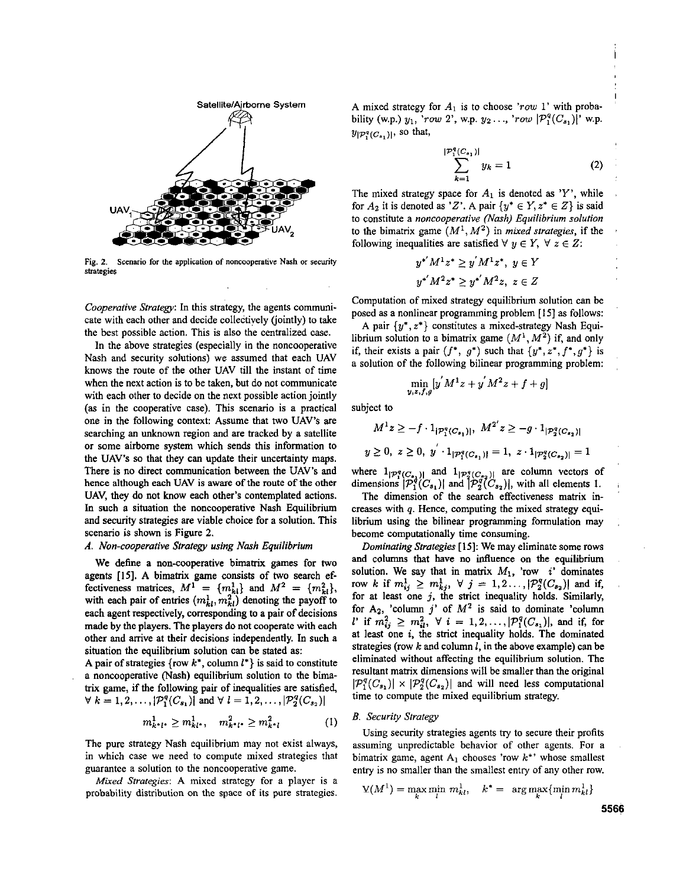Fig. 2. Scenario for the application of noncooperative Nash or security strategies

*Cooperative Strategy*: In this strategy, the agents communicate with each other and decide collectively (jointly) to take the best possible action. This is also the centralized case.

In the above strategies (especially in the noncooperative Nash and security solutions) we assumed that each UAV knows the route of the other UAV till the instant of time when the next action is to be taken, but do not communicate with each other to decide on the next possible action jointly (as in the cooperative case). This scenario is a practical one in the following context: Assume that two UAV's are searching an unknown region and are tracked by a satellite or some airborne system which sends this information to the UAV's so that they can update their uncertainty maps. There is no direct communication between the UAV's and hence although each UAV is aware of the route of the other UAV, they do not know each other's contemplated actions. In such a situation the noncooperative Nash Equilibrium and security strategies are viable choice for a solution. This scenario is shown is Figure 2.

### A. Non-cooperative Strategy using Nash Equilibrium

We define a non-cooperative bimatrix games for two agents [15]. A bimatrix game consists of two search effectiveness matrices, $M^1 = \{m^1_{kl}\}$ and $M^2 = \{m^2_{kl}\}$, with each pair of entries $(m^1_{kl}, m^2_{kl})$ denoting the payoff to each agent respectively, corresponding to a pair of decisions made by the players. The players do not cooperate with each other and arrive at their decisions independently. In such a situation the equilibrium solution can be stated as:

A pair of strategies {row $k^*$, column $l^*$} is said to constitute a noncooperative (Nash) equilibrium solution to the bimatrix game, if the following pair of inequalities are satisfied, $\forall\ k = 1, 2, \ldots, |\mathcal{P}^q_1(C_{s_1})|$ and $\forall\ l = 1, 2, \ldots, |\mathcal{P}^q_2(C_{s_2})|$

$$m^1_{k^*l^*} \geq m^1_{kl^*}, \quad m^2_{k^*l^*} \geq m^2_{k^*l} \tag{1}$$

The pure strategy Nash equilibrium may not exist always, in which case we need to compute mixed strategies that guarantee a solution to the noncooperative game.

*Mixed Strategies*: A mixed strategy for a player is a probability distribution on the space of its pure strategies. A mixed strategy for $A_1$ is to choose '*row* 1' with probability (w.p.) $y_1$, '*row* 2', w.p. $y_2 \ldots$, '*row* $|\mathcal{P}^q_1(C_{s_1})|$' w.p. $y_{|\mathcal{P}^q_1(C_{s_1})|}$, so that,

$$\sum_{k=1}^{|\mathcal{P}^q_1(C_{s_1})|} y_k = 1 \tag{2}$$

The mixed strategy space for $A_1$ is denoted as '$Y$', while for $A_2$ it is denoted as '$Z$'. A pair $\{y^* \in Y, z^* \in Z\}$ is said to constitute a *noncooperative (Nash) Equilibrium solution* to the bimatrix game $(M^1, M^2)$ in *mixed strategies*, if the following inequalities are satisfied $\forall\ y \in Y,\ \forall\ z \in Z$:

$$y^{*'} M^1 z^* \geq y' M^1 z^*, \ y \in Y$$

$$y^{*'} M^2 z^* \geq y^{*'} M^2 z, \ z \in Z$$

Computation of mixed strategy equilibrium solution can be posed as a nonlinear programming problem [15] as follows:

A pair $\{y^*, z^*\}$ constitutes a mixed-strategy Nash Equilibrium solution to a bimatrix game $(M^1, M^2)$ if, and only if, there exists a pair $(f^*, g^*)$ such that $\{y^*, z^*, f^*, g^*\}$ is a solution of the following bilinear programming problem:

$$\min_{y,z,f,g} [y' M^1 z + y' M^2 z + f + g]$$

subject to

$$M^1 z \geq -f \cdot 1_{|\mathcal{P}^q_1(C_{s_1})|}, \ M^{2'} z \geq -g \cdot 1_{|\mathcal{P}^q_2(C_{s_2})|}$$

$$y \geq 0, \ z \geq 0, \ y' \cdot 1_{|\mathcal{P}^q_1(C_{s_1})|} = 1, \ z \cdot 1_{|\mathcal{P}^q_2(C_{s_2})|} = 1$$

where $1_{|\mathcal{P}^q_1(C_{s_1})|}$ and $1_{|\mathcal{P}^q_2(C_{s_2})|}$ are column vectors of dimensions $|\mathcal{P}^q_1(C_{s_1})|$ and $|\mathcal{P}^q_2(C_{s_2})|$, with all elements 1.

The dimension of the search effectiveness matrix increases with $q$. Hence, computing the mixed strategy equilibrium using the bilinear programming formulation may become computationally time consuming.

*Dominating Strategies* [15]: We may eliminate some rows and columns that have no influence on the equilibrium solution. We say that in matrix $M_1$, 'row $i$' dominates row $k$ if $m^1_{ij} \geq m^1_{kj}$, $\forall\ j = 1, 2 \ldots, |\mathcal{P}^q_2(C_{s_2})|$ and if, for at least one $j$, the strict inequality holds. Similarly, for $A_2$, 'column $j$' of $M^2$ is said to dominate 'column $l$' if $m^2_{ij} \geq m^2_{il}$, $\forall\ i = 1, 2, \ldots, |\mathcal{P}^q_1(C_{s_1})|$, and if, for at least one $i$, the strict inequality holds. The dominated strategies (row $k$ and column $l$, in the above example) can be eliminated without affecting the equilibrium solution. The resultant matrix dimensions will be smaller than the original $|\mathcal{P}^q_1(C_{s_1})| \times |\mathcal{P}^q_2(C_{s_2})|$ and will need less computational time to compute the mixed equilibrium strategy.

### B. Security Strategy

Using security strategies agents try to secure their profits assuming unpredictable behavior of other agents. For a bimatrix game, agent $A_1$ chooses 'row $k^*$' whose smallest entry is no smaller than the smallest entry of any other row.

$$\text{V}(M^1) = \max_k \min_l m^1_{kl}, \quad k^* = \arg\max_k \{\min_l m^1_{kl}\}$$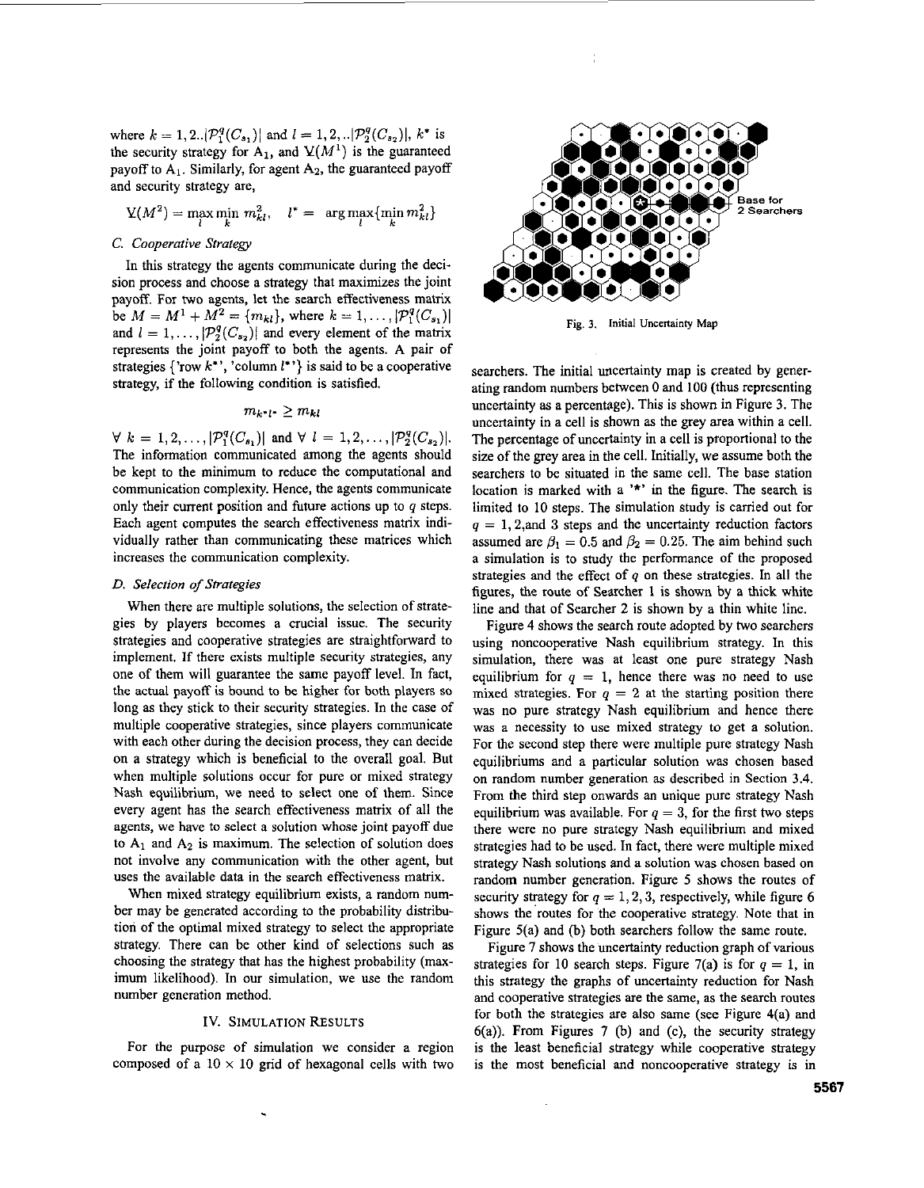where $k = 1, 2..|\mathcal{P}_1^q(C_{s_1})|$ and $l = 1, 2, ..|\mathcal{P}_2^q(C_{s_2})|$, $k^*$ is the security strategy for $A_1$, and $\underline{V}(M^1)$ is the guaranteed payoff to $A_1$. Similarly, for agent $A_2$, the guaranteed payoff and security strategy are,

$$\underline{V}(M^2) = \max_l \min_k m_{kl}^2, \quad l^* = \arg\max_l \{\min_k m_{kl}^2\}$$

### C. Cooperative Strategy

In this strategy the agents communicate during the decision process and choose a strategy that maximizes the joint payoff. For two agents, let the search effectiveness matrix be $M = M^1 + M^2 = \{m_{kl}\}$, where $k = 1, \ldots, |\mathcal{P}_1^q(C_{s_1})|$ and $l = 1, \ldots, |\mathcal{P}_2^q(C_{s_2})|$ and every element of the matrix represents the joint payoff to both the agents. A pair of strategies {'row $k^*$', 'column $l^*$'} is said to be a cooperative strategy, if the following condition is satisfied.

$$m_{k^*l^*} \geq m_{kl}$$

$\forall\ k = 1, 2, \ldots, |\mathcal{P}_1^q(C_{s_1})|$ and $\forall\ l = 1, 2, \ldots, |\mathcal{P}_2^q(C_{s_2})|$. The information communicated among the agents should be kept to the minimum to reduce the computational and communication complexity. Hence, the agents communicate only their current position and future actions up to $q$ steps. Each agent computes the search effectiveness matrix individually rather than communicating these matrices which increases the communication complexity.

### D. Selection of Strategies

When there are multiple solutions, the selection of strategies by players becomes a crucial issue. The security strategies and cooperative strategies are straightforward to implement. If there exists multiple security strategies, any one of them will guarantee the same payoff level. In fact, the actual payoff is bound to be higher for both players so long as they stick to their security strategies. In the case of multiple cooperative strategies, since players communicate with each other during the decision process, they can decide on a strategy which is beneficial to the overall goal. But when multiple solutions occur for pure or mixed strategy Nash equilibrium, we need to select one of them. Since every agent has the search effectiveness matrix of all the agents, we have to select a solution whose joint payoff due to $A_1$ and $A_2$ is maximum. The selection of solution does not involve any communication with the other agent, but uses the available data in the search effectiveness matrix.

When mixed strategy equilibrium exists, a random number may be generated according to the probability distribution of the optimal mixed strategy to select the appropriate strategy. There can be other kind of selections such as choosing the strategy that has the highest probability (maximum likelihood). In our simulation, we use the random number generation method.

## IV. Simulation Results

For the purpose of simulation we consider a region composed of a $10 \times 10$ grid of hexagonal cells with two searchers. The initial uncertainty map is created by generating random numbers between 0 and 100 (thus representing uncertainty as a percentage). This is shown in Figure 3. The uncertainty in a cell is shown as the grey area within a cell. The percentage of uncertainty in a cell is proportional to the size of the grey area in the cell. Initially, we assume both the searchers to be situated in the same cell. The base station location is marked with a '*' in the figure. The search is limited to 10 steps. The simulation study is carried out for $q = 1, 2,$and 3 steps and the uncertainty reduction factors assumed are $\beta_1 = 0.5$ and $\beta_2 = 0.25$. The aim behind such a simulation is to study the performance of the proposed strategies and the effect of $q$ on these strategies. In all the figures, the route of Searcher 1 is shown by a thick white line and that of Searcher 2 is shown by a thin white line.

Base for 2 Searchers

Fig. 3. Initial Uncertainty Map

Figure 4 shows the search route adopted by two searchers using noncooperative Nash equilibrium strategy. In this simulation, there was at least one pure strategy Nash equilibrium for $q = 1$, hence there was no need to use mixed strategies. For $q = 2$ at the starting position there was no pure strategy Nash equilibrium and hence there was a necessity to use mixed strategy to get a solution. For the second step there were multiple pure strategy Nash equilibriums and a particular solution was chosen based on random number generation as described in Section 3.4. From the third step onwards an unique pure strategy Nash equilibrium was available. For $q = 3$, for the first two steps there were no pure strategy Nash equilibrium and mixed strategies had to be used. In fact, there were multiple mixed strategy Nash solutions and a solution was chosen based on random number generation. Figure 5 shows the routes of security strategy for $q = 1, 2, 3$, respectively, while figure 6 shows the routes for the cooperative strategy. Note that in Figure 5(a) and (b) both searchers follow the same route.

Figure 7 shows the uncertainty reduction graph of various strategies for 10 search steps. Figure 7(a) is for $q = 1$, in this strategy the graphs of uncertainty reduction for Nash and cooperative strategies are the same, as the search routes for both the strategies are also same (see Figure 4(a) and 6(a)). From Figures 7 (b) and (c), the security strategy is the least beneficial strategy while cooperative strategy is the most beneficial and noncooperative strategy is in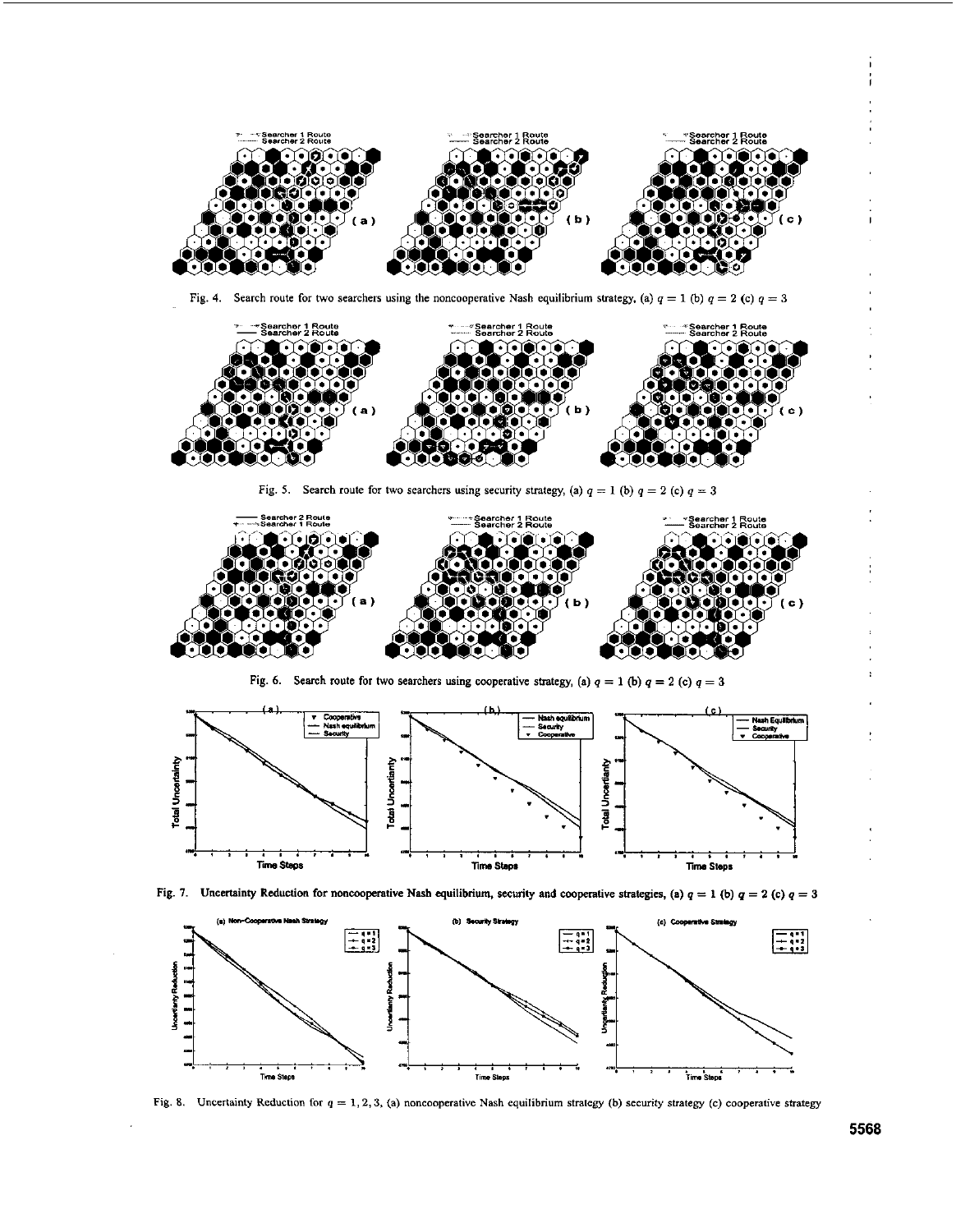Fig. 4. Search route for two searchers using the noncooperative Nash equilibrium strategy, (a) $q = 1$ (b) $q = 2$ (c) $q = 3$

Fig. 5. Search route for two searchers using security strategy, (a) $q = 1$ (b) $q = 2$ (c) $q = 3$

Fig. 6. Search route for two searchers using cooperative strategy, (a) $q = 1$ (b) $q = 2$ (c) $q = 3$

**Fig. 7. Uncertainty Reduction for noncooperative Nash equilibrium, security and cooperative strategies, (a) $q = 1$ (b) $q = 2$ (c) $q = 3$**

Fig. 8. Uncertainty Reduction for $q = 1, 2, 3$, (a) noncooperative Nash equilibrium strategy (b) security strategy (c) cooperative strategy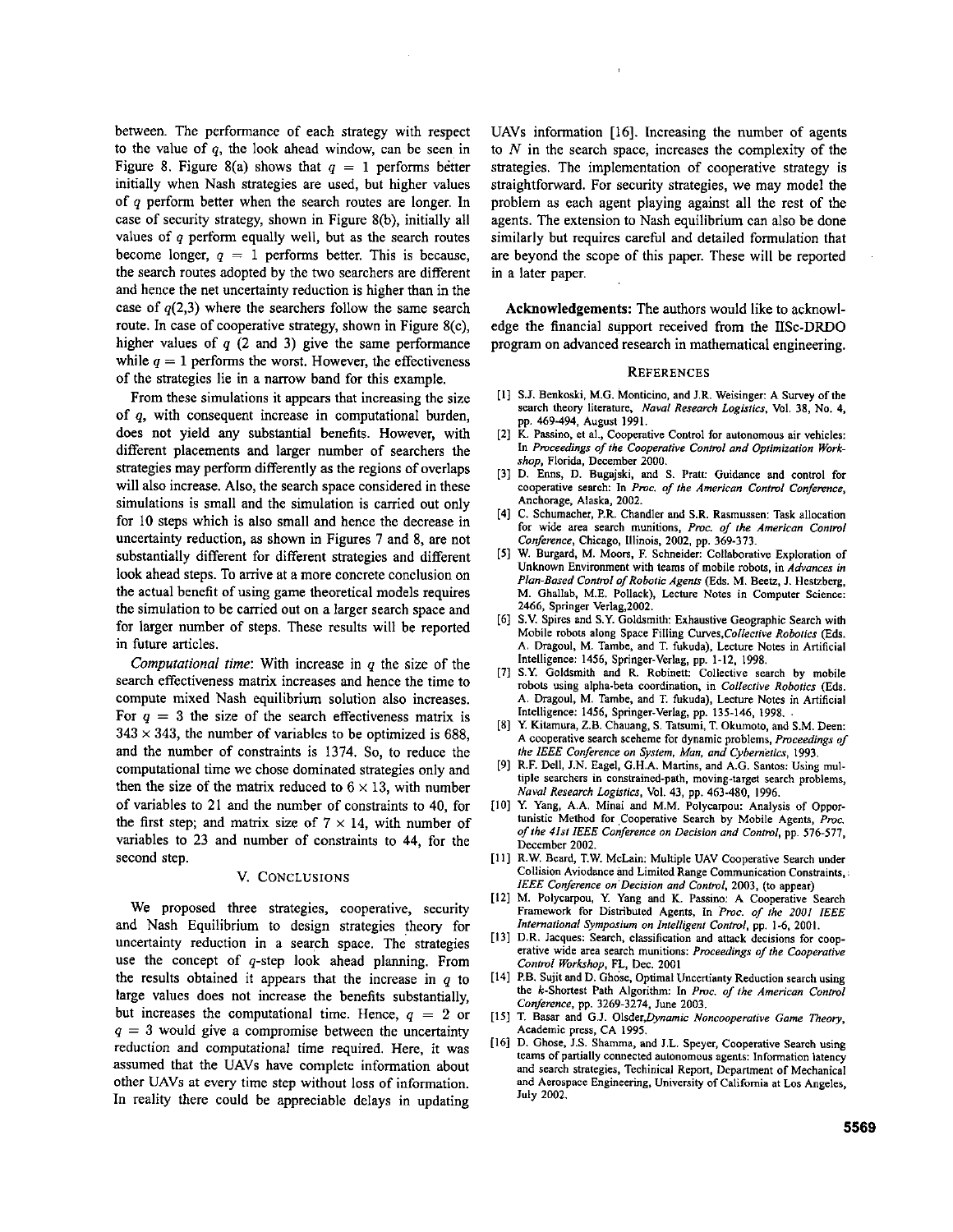between. The performance of each strategy with respect to the value of $q$, the look ahead window, can be seen in Figure 8. Figure 8(a) shows that $q = 1$ performs better initially when Nash strategies are used, but higher values of $q$ perform better when the search routes are longer. In case of security strategy, shown in Figure 8(b), initially all values of $q$ perform equally well, but as the search routes become longer, $q = 1$ performs better. This is because, the search routes adopted by the two searchers are different and hence the net uncertainty reduction is higher than in the case of $q(2,3)$ where the searchers follow the same search route. In case of cooperative strategy, shown in Figure 8(c), higher values of $q$ (2 and 3) give the same performance while $q = 1$ performs the worst. However, the effectiveness of the strategies lie in a narrow band for this example.

From these simulations it appears that increasing the size of $q$, with consequent increase in computational burden, does not yield any substantial benefits. However, with different placements and larger number of searchers the strategies may perform differently as the regions of overlaps will also increase. Also, the search space considered in these simulations is small and the simulation is carried out only for 10 steps which is also small and hence the decrease in uncertainty reduction, as shown in Figures 7 and 8, are not substantially different for different strategies and different look ahead steps. To arrive at a more concrete conclusion on the actual benefit of using game theoretical models requires the simulation to be carried out on a larger search space and for larger number of steps. These results will be reported in future articles.

*Computational time:* With increase in $q$ the size of the search effectiveness matrix increases and hence the time to compute mixed Nash equilibrium solution also increases. For $q = 3$ the size of the search effectiveness matrix is $343 \times 343$, the number of variables to be optimized is 688, and the number of constraints is 1374. So, to reduce the computational time we chose dominated strategies only and then the size of the matrix reduced to $6 \times 13$, with number of variables to 21 and the number of constraints to 40, for the first step; and matrix size of $7 \times 14$, with number of variables to 23 and number of constraints to 44, for the second step.

## V. Conclusions

We proposed three strategies, cooperative, security and Nash Equilibrium to design strategies theory for uncertainty reduction in a search space. The strategies use the concept of $q$-step look ahead planning. From the results obtained it appears that the increase in $q$ to large values does not increase the benefits substantially, but increases the computational time. Hence, $q = 2$ or $q = 3$ would give a compromise between the uncertainty reduction and computational time required. Here, it was assumed that the UAVs have complete information about other UAVs at every time step without loss of information. In reality there could be appreciable delays in updating UAVs information [16]. Increasing the number of agents to $N$ in the search space, increases the complexity of the strategies. The implementation of cooperative strategy is straightforward. For security strategies, we may model the problem as each agent playing against all the rest of the agents. The extension to Nash equilibrium can also be done similarly but requires careful and detailed formulation that are beyond the scope of this paper. These will be reported in a later paper.

**Acknowledgements:** The authors would like to acknowledge the financial support received from the IISc-DRDO program on advanced research in mathematical engineering.

## References

[1] S.J. Benkoski, M.G. Monticino, and J.R. Weisinger: A Survey of the search theory literature, *Naval Research Logistics*, Vol. 38, No. 4, pp. 469-494, August 1991.

[2] K. Passino, et al., Cooperative Control for autonomous air vehicles: In *Proceedings of the Cooperative Control and Optimization Workshop*, Florida, December 2000.

[3] D. Enns, D. Bugajski, and S. Pratt: Guidance and control for cooperative search: In *Proc. of the American Control Conference*, Anchorage, Alaska, 2002.

[4] C. Schumacher, P.R. Chandler and S.R. Rasmussen: Task allocation for wide area search munitions, *Proc. of the American Control Conference*, Chicago, Illinois, 2002, pp. 369-373.

[5] W. Burgard, M. Moors, F. Schneider: Collaborative Exploration of Unknown Environment with teams of mobile robots, in *Advances in Plan-Based Control of Robotic Agents* (Eds. M. Beetz, J. Hestzberg, M. Ghallab, M.E. Pollack), Lecture Notes in Computer Science: 2466, Springer Verlag,2002.

[6] S.V. Spires and S.Y. Goldsmith: Exhaustive Geographic Search with Mobile robots along Space Filling Curves,*Collective Robotics* (Eds. A. Dragoul, M. Tambe, and T. fukuda), Lecture Notes in Artificial Intelligence: 1456, Springer-Verlag, pp. 1-12, 1998.

[7] S.Y. Goldsmith and R. Robinett: Collective search by mobile robots using alpha-beta coordination, in *Collective Robotics* (Eds. A. Dragoul, M. Tambe, and T. fukuda), Lecture Notes in Artificial Intelligence: 1456, Springer-Verlag, pp. 135-146, 1998.

[8] Y. Kitamura, Z.B. Chauang, S. Tatsumi, T. Okumoto, and S.M. Deen: A cooperative search sceheme for dynamic problems, *Proceedings of the IEEE Conference on System, Man, and Cybernetics*, 1993.

[9] R.F. Dell, J.N. Eagel, G.H.A. Martins, and A.G. Santos: Using multiple searchers in constrained-path, moving-target search problems, *Naval Research Logistics*, Vol. 43, pp. 463-480, 1996.

[10] Y. Yang, A.A. Minai and M.M. Polycarpou: Analysis of Opportunistic Method for Cooperative Search by Mobile Agents, *Proc. of the 41st IEEE Conference on Decision and Control*, pp. 576-577, December 2002.

[11] R.W. Beard, T.W. McLain: Multiple UAV Cooperative Search under Collision Aviodance and Limited Range Communication Constraints, *IEEE Conference on Decision and Control*, 2003, (to appear)

[12] M. Polycarpou, Y. Yang and K. Passino: A Cooperative Search Framework for Distributed Agents, In *Proc. of the 2001 IEEE International Symposium on Intelligent Control*, pp. 1-6, 2001.

[13] D.R. Jacques: Search, classification and attack decisions for cooperative wide area search munitions: *Proceedings of the Cooperative Control Workshop*, FL, Dec. 2001

[14] P.B. Sujit and D. Ghose, Optimal Uncertianty Reduction search using the $k$-Shortest Path Algorithm: In *Proc. of the American Control Conference*, pp. 3269-3274, June 2003.

[15] T. Basar and G.J. Olsder,*Dynamic Noncooperative Game Theory*, Academic press, CA 1995.

[16] D. Ghose, J.S. Shamma, and J.L. Speyer, Cooperative Search using teams of partially connected autonomous agents: Information latency and search strategies, Techinical Report, Department of Mechanical and Aerospace Engineering, University of California at Los Angeles, July 2002.